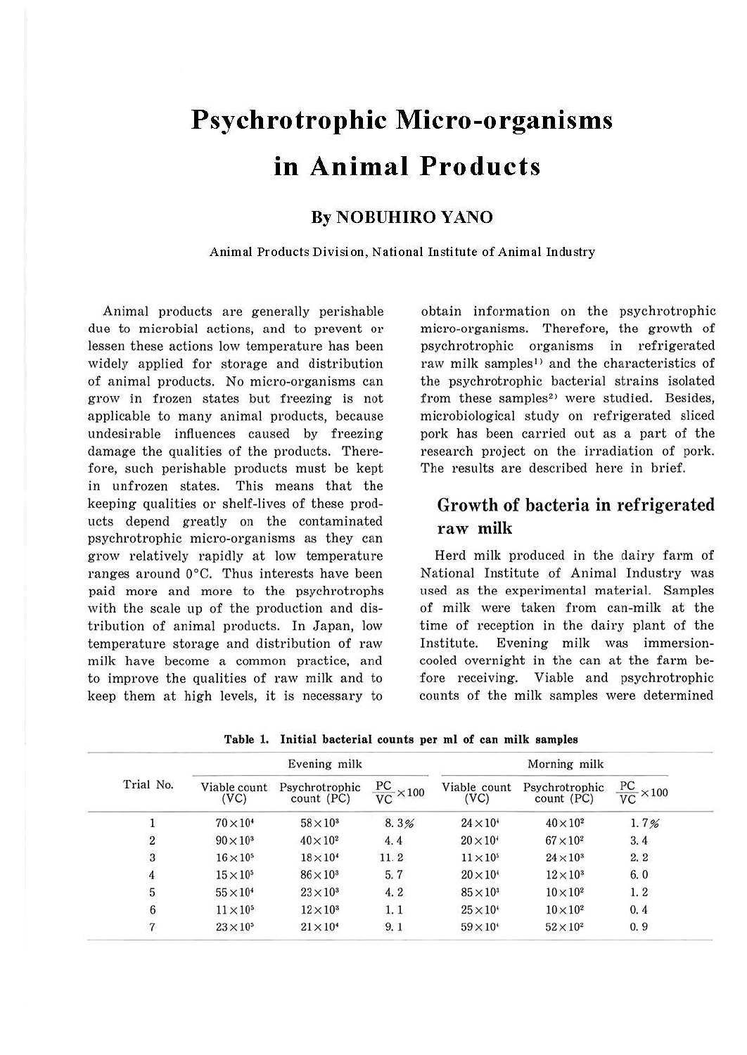# Psychrotrophic Micro-organisms in Animal Products

## By NOBUHIRO YANO

Animal Products Division, National Institute of Animal Industry

Animal products are generally perishable due to microbial actions, and to prevent or lessen these actions low temperature has been widely applied for storage and distribution of animal products. No micro-organisms can grow in frozen states but freezing is not applicable to many animal products, because undesirable influences caused by freezing damage the qualities of the products. Therefore, such perishable products must be kept in unfrozen states. This means that the keeping qualities or shelf-lives of these products depend greatly on the contaminated psychrotrophic micro-organisms as they can grow relatively rapidly at low temperature ranges around 0°C. Thus interests have been paid more and more to the psychrotrophs with the scale up of the production and distribution of animal products. In Japan, low temperature storage and distribution of raw milk have become a common practice, and to improve the qualities of raw milk and to keep them at high levels, it is necessary to obtain information on the psychrotrophic micro-organisms. Therefore, the growth of psychrotrophic organisms in refrigerated raw milk samples[1] and the characteristics of the psychrotrophic bacterial strains isolated from these samples[2] were studied. Besides, microbiological study on refrigerated sliced pork has been carried out as a part of the research project on the irradiation of pork. The results are described here in brief.

## Growth of bacteria in refrigerated raw milk

Herd milk produced in the dairy farm of National Institute of Animal Industry was used as the experimental material. Samples of milk were taken from can-milk at the time of reception in the dairy plant of the Institute. Evening milk was immersion-cooled overnight in the can at the farm before receiving. Viable and psychrotrophic counts of the milk samples were determined

**Table 1. Initial bacterial counts per ml of can milk samples**

| Trial No. | Evening milk | | | Morning milk | | |
|---|---|---|---|---|---|---|
| | Viable count (VC) | Psychrotrophic count (PC) | $\frac{PC}{VC} \times 100$ | Viable count (VC) | Psychrotrophic count (PC) | $\frac{PC}{VC} \times 100$ |
| 1 | $70 \times 10^4$ | $58 \times 10^3$ | 8.3% | $24 \times 10^4$ | $40 \times 10^2$ | 1.7% |
| 2 | $90 \times 10^3$ | $40 \times 10^2$ | 4.4 | $20 \times 10^4$ | $67 \times 10^2$ | 3.4 |
| 3 | $16 \times 10^5$ | $18 \times 10^4$ | 11.2 | $11 \times 10^5$ | $24 \times 10^3$ | 2.2 |
| 4 | $15 \times 10^5$ | $86 \times 10^3$ | 5.7 | $20 \times 10^4$ | $12 \times 10^3$ | 6.0 |
| 5 | $55 \times 10^4$ | $23 \times 10^3$ | 4.2 | $85 \times 10^3$ | $10 \times 10^2$ | 1.2 |
| 6 | $11 \times 10^5$ | $12 \times 10^3$ | 1.1 | $25 \times 10^4$ | $10 \times 10^2$ | 0.4 |
| 7 | $23 \times 10^5$ | $21 \times 10^4$ | 9.1 | $59 \times 10^4$ | $52 \times 10^2$ | 0.9 |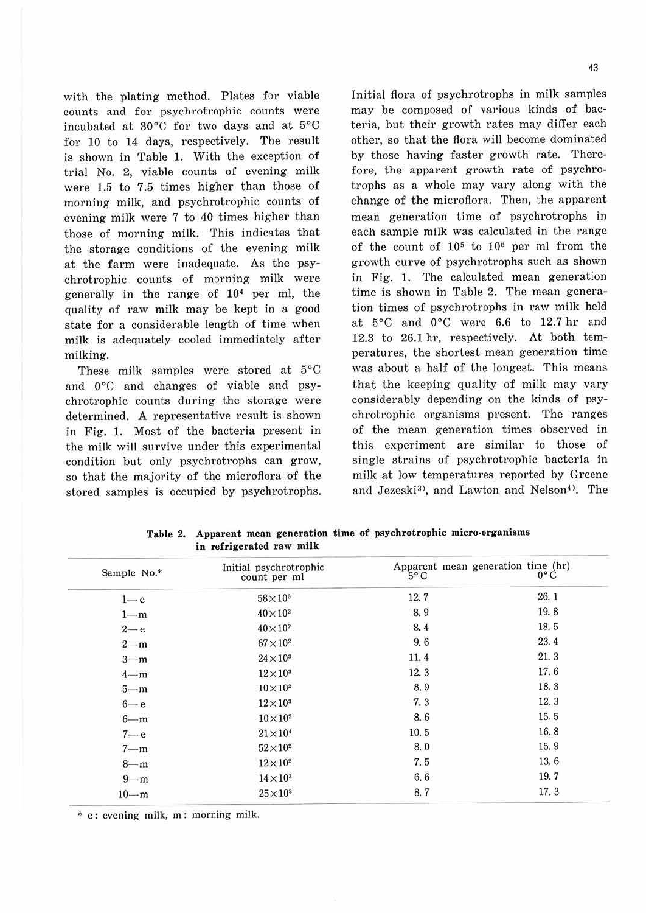with the plating method. Plates for viable counts and for psychrotrophic counts were incubated at 30°C for two days and at 5°C for 10 to 14 days, respectively. The result is shown in Table 1. With the exception of trial No. 2, viable counts of evening milk were 1.5 to 7.5 times higher than those of morning milk, and psychrotrophic counts of evening milk were 7 to 40 times higher than those of morning milk. This indicates that the storage conditions of the evening milk at the farm were inadequate. As the psychrotrophic counts of morning milk were generally in the range of $10^4$ per ml, the quality of raw milk may be kept in a good state for a considerable length of time when milk is adequately cooled immediately after milking.

These milk samples were stored at 5°C and 0°C and changes of viable and psychrotrophic counts during the storage were determined. A representative result is shown in Fig. 1. Most of the bacteria present in the milk will survive under this experimental condition but only psychrotrophs can grow, so that the majority of the microflora of the stored samples is occupied by psychrotrophs. Initial flora of psychrotrophs in milk samples may be composed of various kinds of bacteria, but their growth rates may differ each other, so that the flora will become dominated by those having faster growth rate. Therefore, the apparent growth rate of psychrotrophs as a whole may vary along with the change of the microflora. Then, the apparent mean generation time of psychrotrophs in each sample milk was calculated in the range of the count of $10^5$ to $10^6$ per ml from the growth curve of psychrotrophs such as shown in Fig. 1. The calculated mean generation time is shown in Table 2. The mean generation times of psychrotrophs in raw milk held at 5°C and 0°C were 6.6 to 12.7 hr and 12.3 to 26.1 hr, respectively. At both temperatures, the shortest mean generation time was about a half of the longest. This means that the keeping quality of milk may vary considerably depending on the kinds of psychrotrophic organisms present. The ranges of the mean generation times observed in this experiment are similar to those of single strains of psychrotrophic bacteria in milk at low temperatures reported by Greene and Jezeski[3], and Lawton and Nelson[4]. The

**Table 2. Apparent mean generation time of psychrotrophic micro-organisms in refrigerated raw milk**

| Sample No.* | Initial psychrotrophic count per ml | Apparent mean generation time (hr) 5°C | 0°C |
|---|---|---|---|
| 1—e | $58\times10^3$ | 12.7 | 26.1 |
| 1—m | $40\times10^2$ | 8.9 | 19.8 |
| 2—e | $40\times10^2$ | 8.4 | 18.5 |
| 2—m | $67\times10^2$ | 9.6 | 23.4 |
| 3—m | $24\times10^3$ | 11.4 | 21.3 |
| 4—m | $12\times10^3$ | 12.3 | 17.6 |
| 5—m | $10\times10^2$ | 8.9 | 18.3 |
| 6—e | $12\times10^3$ | 7.3 | 12.3 |
| 6—m | $10\times10^2$ | 8.6 | 15.5 |
| 7—e | $21\times10^4$ | 10.5 | 16.8 |
| 7—m | $52\times10^2$ | 8.0 | 15.9 |
| 8—m | $12\times10^2$ | 7.5 | 13.6 |
| 9—m | $14\times10^3$ | 6.6 | 19.7 |
| 10—m | $25\times10^3$ | 8.7 | 17.3 |

\* e: evening milk, m: morning milk.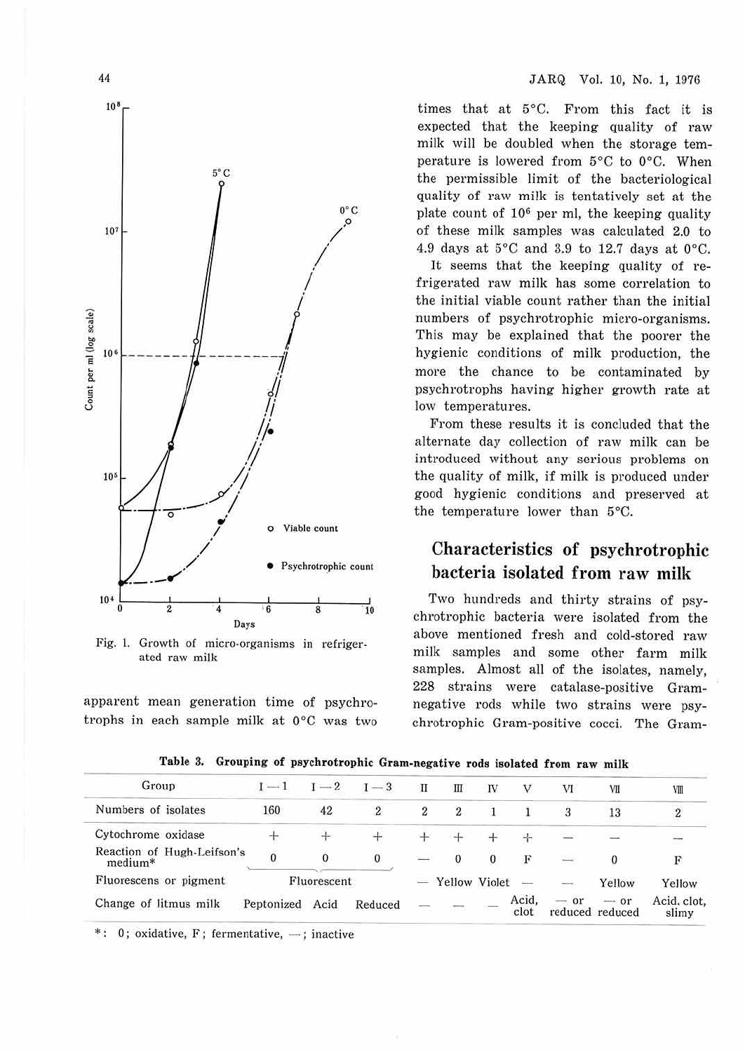Fig. 1. Growth of micro-organisms in refrigerated raw milk

apparent mean generation time of psychrotrophs in each sample milk at 0°C was two times that at 5°C. From this fact it is expected that the keeping quality of raw milk will be doubled when the storage temperature is lowered from 5°C to 0°C. When the permissible limit of the bacteriological quality of raw milk is tentatively set at the plate count of $10^6$ per ml, the keeping quality of these milk samples was calculated 2.0 to 4.9 days at 5°C and 3.9 to 12.7 days at 0°C.

It seems that the keeping quality of refrigerated raw milk has some correlation to the initial viable count rather than the initial numbers of psychrotrophic micro-organisms. This may be explained that the poorer the hygienic conditions of milk production, the more the chance to be contaminated by psychrotrophs having higher growth rate at low temperatures.

From these results it is concluded that the alternate day collection of raw milk can be introduced without any serious problems on the quality of milk, if milk is produced under good hygienic conditions and preserved at the temperature lower than 5°C.

## Characteristics of psychrotrophic bacteria isolated from raw milk

Two hundreds and thirty strains of psychrotrophic bacteria were isolated from the above mentioned fresh and cold-stored raw milk samples and some other farm milk samples. Almost all of the isolates, namely, 228 strains were catalase-positive Gram-negative rods while two strains were psychrotrophic Gram-positive cocci. The Gram-

**Table 3. Grouping of psychrotrophic Gram-negative rods isolated from raw milk**

| Group | I―1 | I―2 | I―3 | II | III | IV | V | VI | VII | VIII |
|---|---|---|---|---|---|---|---|---|---|---|
| Numbers of isolates | 160 | 42 | 2 | 2 | 2 | 1 | 1 | 3 | 13 | 2 |
| Cytochrome oxidase | + | + | + | + | + | + | + | ― | ― | ― |
| Reaction of Hugh-Leifson's medium* | 0 | 0 | 0 | ― | 0 | 0 | F | ― | 0 | F |
| Fluorescens or pigment | Fluorescent | | | ― | Yellow | Violet | ― | ― | Yellow | Yellow |
| Change of litmus milk | Peptonized | Acid | Reduced | ― | ― | ― | Acid, clot | ― or reduced | ― or reduced | Acid, clot, slimy |

*: 0; oxidative, F; fermentative, ―; inactive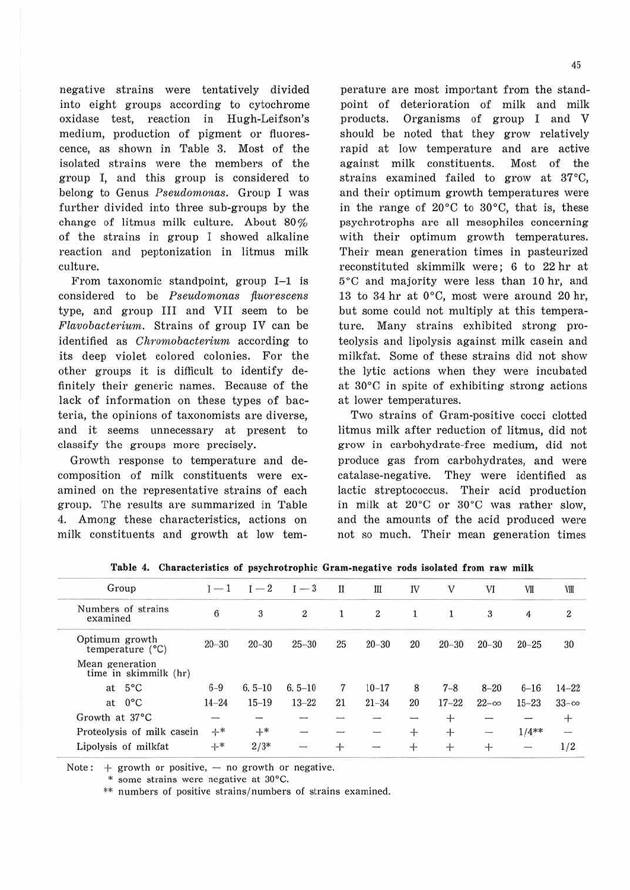negative strains were tentatively divided into eight groups according to cytochrome oxidase test, reaction in Hugh-Leifson's medium, production of pigment or fluorescence, as shown in Table 3. Most of the isolated strains were the members of the group I, and this group is considered to belong to Genus *Pseudomonas*. Group I was further divided into three sub-groups by the change of litmus milk culture. About 80% of the strains in group I showed alkaline reaction and peptonization in litmus milk culture.

From taxonomic standpoint, group I–1 is considered to be *Pseudomonas fluorescens* type, and group III and VII seem to be *Flavobacterium*. Strains of group IV can be identified as *Chromobacterium* according to its deep violet colored colonies. For the other groups it is difficult to identify definitely their generic names. Because of the lack of information on these types of bacteria, the opinions of taxonomists are diverse, and it seems unnecessary at present to classify the groups more precisely.

Growth response to temperature and decomposition of milk constituents were examined on the representative strains of each group. The results are summarized in Table 4. Among these characteristics, actions on milk constituents and growth at low temperature are most important from the standpoint of deterioration of milk and milk products. Organisms of group I and V should be noted that they grow relatively rapid at low temperature and are active against milk constituents. Most of the strains examined failed to grow at 37°C, and their optimum growth temperatures were in the range of 20°C to 30°C, that is, these psychrotrophs are all mesophiles concerning with their optimum growth temperatures. Their mean generation times in pasteurized reconstituted skimmilk were; 6 to 22 hr at 5°C and majority were less than 10 hr, and 13 to 34 hr at 0°C, most were around 20 hr, but some could not multiply at this temperature. Many strains exhibited strong proteolysis and lipolysis against milk casein and milkfat. Some of these strains did not show the lytic actions when they were incubated at 30°C in spite of exhibiting strong actions at lower temperatures.

Two strains of Gram-positive cocci clotted litmus milk after reduction of litmus, did not grow in carbohydrate-free medium, did not produce gas from carbohydrates, and were catalase-negative. They were identified as lactic streptococcus. Their acid production in milk at 20°C or 30°C was rather slow, and the amounts of the acid produced were not so much. Their mean generation times

**Table 4. Characteristics of psychrotrophic Gram-negative rods isolated from raw milk**

| Group | I–1 | I–2 | I–3 | II | III | IV | V | VI | VII | VIII |
|---|---|---|---|---|---|---|---|---|---|---|
| Numbers of strains examined | 6 | 3 | 2 | 1 | 2 | 1 | 1 | 3 | 4 | 2 |
| Optimum growth temperature (°C) | 20–30 | 20–30 | 25–30 | 25 | 20–30 | 20 | 20–30 | 20–30 | 20–25 | 30 |
| Mean generation time in skimmilk (hr) | | | | | | | | | | |
| at 5°C | 6–9 | 6.5–10 | 6.5–10 | 7 | 10–17 | 8 | 7–8 | 8–20 | 6–16 | 14–22 |
| at 0°C | 14–24 | 15–19 | 13–22 | 21 | 21–34 | 20 | 17–22 | 22–∞ | 15–23 | 33–∞ |
| Growth at 37°C | – | – | – | – | – | – | + | – | – | + |
| Proteolysis of milk casein | +* | +* | – | – | – | + | + | – | 1/4** | – |
| Lipolysis of milkfat | +* | 2/3* | – | + | – | + | + | + | – | 1/2 |

Note: + growth or positive, – no growth or negative.
\* some strains were negative at 30°C.
\*\* numbers of positive strains/numbers of strains examined.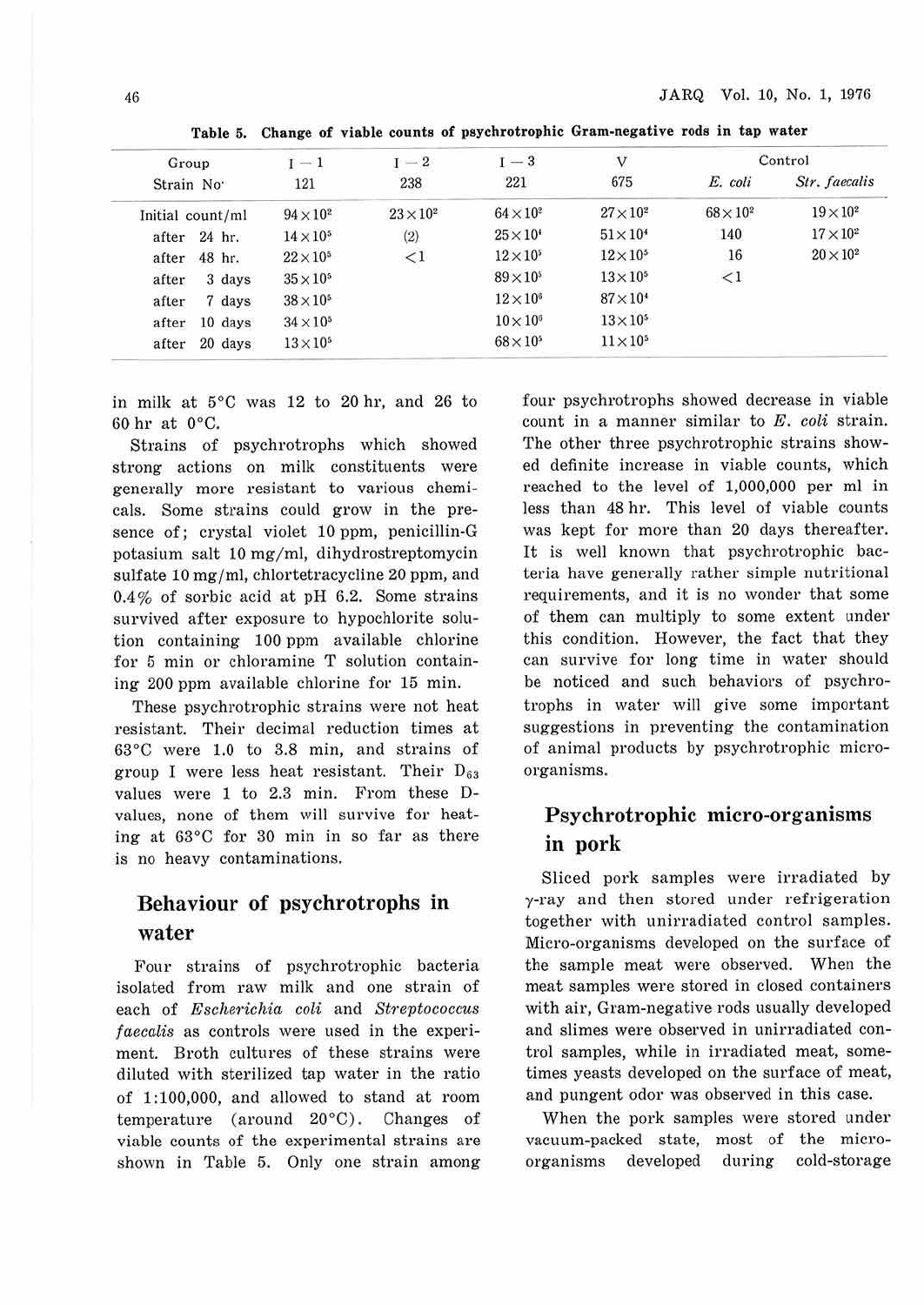Table 5. Change of viable counts of psychrotrophic Gram-negative rods in tap water

| Group | I − 1 | I − 2 | I − 3 | V | Control | |
|---|---|---|---|---|---|---|
| Strain No. | 121 | 238 | 221 | 675 | *E. coli* | *Str. faecalis* |
| Initial count/ml | $94\times10^2$ | $23\times10^2$ | $64\times10^2$ | $27\times10^2$ | $68\times10^2$ | $19\times10^2$ |
| after 24 hr. | $14\times10^5$ | (2) | $25\times10^4$ | $51\times10^4$ | 140 | $17\times10^2$ |
| after 48 hr. | $22\times10^5$ | <1 | $12\times10^5$ | $12\times10^5$ | 16 | $20\times10^2$ |
| after 3 days | $35\times10^5$ | | $89\times10^5$ | $13\times10^5$ | <1 | |
| after 7 days | $38\times10^5$ | | $12\times10^6$ | $87\times10^4$ | | |
| after 10 days | $34\times10^5$ | | $10\times10^6$ | $13\times10^5$ | | |
| after 20 days | $13\times10^5$ | | $68\times10^5$ | $11\times10^5$ | | |

in milk at 5°C was 12 to 20 hr, and 26 to 60 hr at 0°C.

Strains of psychrotrophs which showed strong actions on milk constituents were generally more resistant to various chemicals. Some strains could grow in the presence of; crystal violet 10 ppm, penicillin-G potasium salt 10 mg/ml, dihydrostreptomycin sulfate 10 mg/ml, chlortetracycline 20 ppm, and 0.4% of sorbic acid at pH 6.2. Some strains survived after exposure to hypochlorite solution containing 100 ppm available chlorine for 5 min or chloramine T solution containing 200 ppm available chlorine for 15 min.

These psychrotrophic strains were not heat resistant. Their decimal reduction times at 63°C were 1.0 to 3.8 min, and strains of group I were less heat resistant. Their $D_{63}$ values were 1 to 2.3 min. From these D-values, none of them will survive for heating at 63°C for 30 min in so far as there is no heavy contaminations.

## Behaviour of psychrotrophs in water

Four strains of psychrotrophic bacteria isolated from raw milk and one strain of each of *Escherichia coli* and *Streptococcus faecalis* as controls were used in the experiment. Broth cultures of these strains were diluted with sterilized tap water in the ratio of 1:100,000, and allowed to stand at room temperature (around 20°C). Changes of viable counts of the experimental strains are shown in Table 5. Only one strain among four psychrotrophs showed decrease in viable count in a manner similar to *E. coli* strain. The other three psychrotrophic strains showed definite increase in viable counts, which reached to the level of 1,000,000 per ml in less than 48 hr. This level of viable counts was kept for more than 20 days thereafter. It is well known that psychrotrophic bacteria have generally rather simple nutritional requirements, and it is no wonder that some of them can multiply to some extent under this condition. However, the fact that they can survive for long time in water should be noticed and such behaviors of psychrotrophs in water will give some important suggestions in preventing the contamination of animal products by psychrotrophic micro-organisms.

## Psychrotrophic micro-organisms in pork

Sliced pork samples were irradiated by γ-ray and then stored under refrigeration together with unirradiated control samples. Micro-organisms developed on the surface of the sample meat were observed. When the meat samples were stored in closed containers with air, Gram-negative rods usually developed and slimes were observed in unirradiated control samples, while in irradiated meat, sometimes yeasts developed on the surface of meat, and pungent odor was observed in this case.

When the pork samples were stored under vacuum-packed state, most of the micro-organisms developed during cold-storage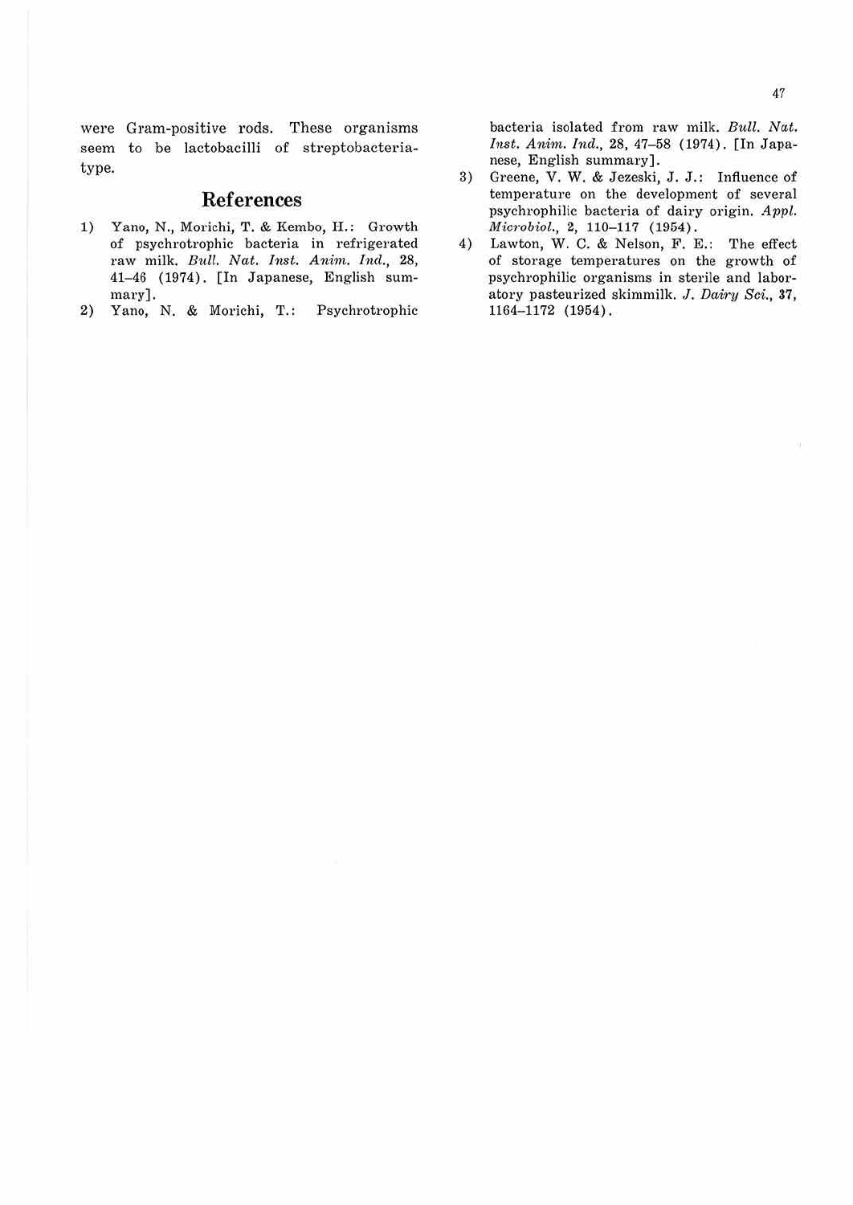were Gram-positive rods. These organisms seem to be lactobacilli of streptobacteria-type.

## References

1) Yano, N., Morichi, T. & Kembo, H.: Growth of psychrotrophic bacteria in refrigerated raw milk. *Bull. Nat. Inst. Anim. Ind.*, 28, 41–46 (1974). [In Japanese, English summary].
2) Yano, N. & Morichi, T.: Psychrotrophic bacteria isolated from raw milk. *Bull. Nat. Inst. Anim. Ind.*, 28, 47–58 (1974). [In Japanese, English summary].
3) Greene, V. W. & Jezeski, J. J.: Influence of temperature on the development of several psychrophilic bacteria of dairy origin. *Appl. Microbiol.*, 2, 110–117 (1954).
4) Lawton, W. C. & Nelson, F. E.: The effect of storage temperatures on the growth of psychrophilic organisms in sterile and laboratory pasteurized skimmilk. *J. Dairy Sci.*, 37, 1164–1172 (1954).